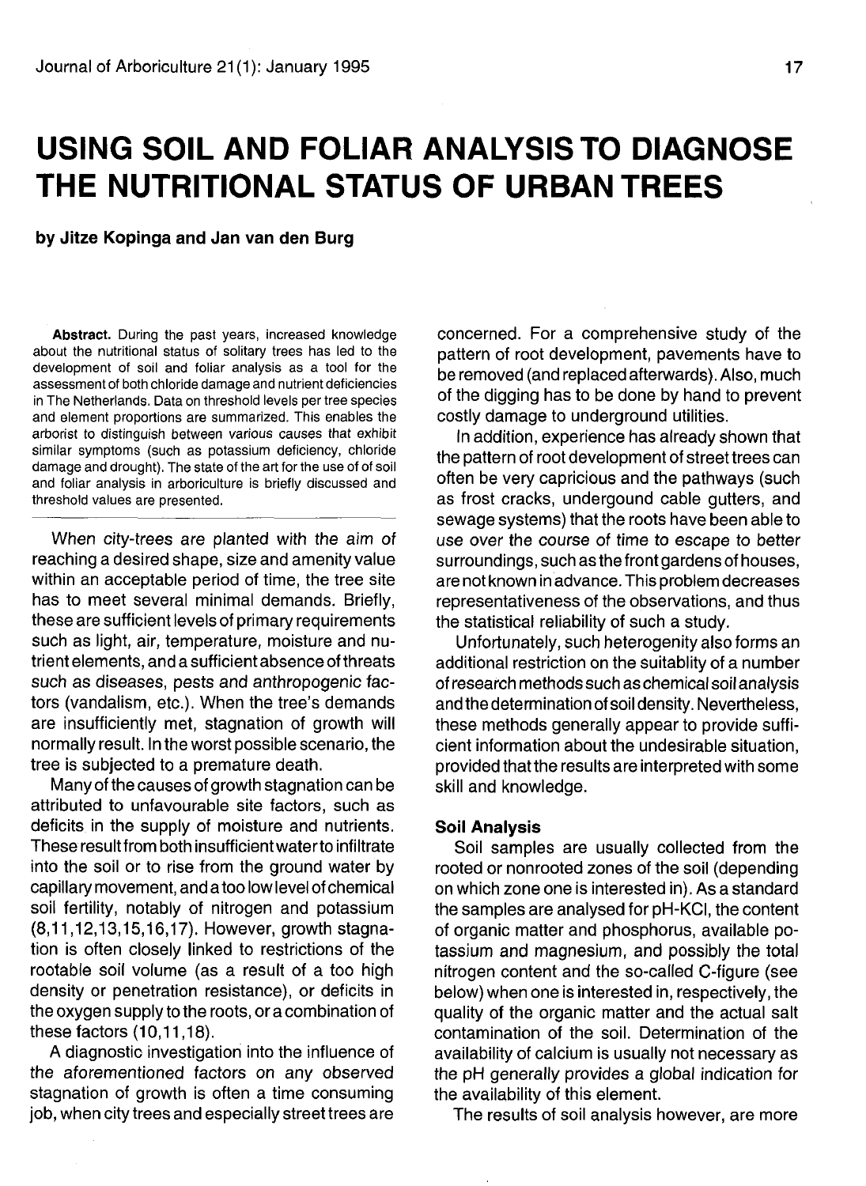# USING SOIL AND FOLIAR ANALYSIS TO DIAGNOSE THE NUTRITIONAL STATUS OF URBAN TREES

**by Jitze Kopinga and Jan van den Burg**

**Abstract.** During the past years, increased knowledge about the nutritional status of solitary trees has led to the development of soil and foliar analysis as a tool for the assessment of both chloride damage and nutrient deficiencies in The Netherlands. Data on threshold levels per tree species and element proportions are summarized. This enables the arborist to distinguish between various causes that exhibit similar symptoms (such as potassium deficiency, chloride damage and drought). The state of the art for the use of of soil and foliar analysis in arboriculture is briefly discussed and threshold values are presented.

When city-trees are planted with the aim of reaching a desired shape, size and amenity value within an acceptable period of time, the tree site has to meet several minimal demands. Briefly, these are sufficient levels of primary requirements such as light, air, temperature, moisture and nutrient elements, and a sufficient absence of threats such as diseases, pests and anthropogenic factors (vandalism, etc.). When the tree's demands are insufficiently met, stagnation of growth will normally result. In the worst possible scenario, the tree is subjected to a premature death.

Many of the causes of growth stagnation can be attributed to unfavourable site factors, such as deficits in the supply of moisture and nutrients. These result from both insufficient water to infiltrate into the soil or to rise from the ground water by capillary movement, and a too low level of chemical soil fertility, notably of nitrogen and potassium (8,11,12,13,15,16,17). However, growth stagnation is often closely linked to restrictions of the rootable soil volume (as a result of a too high density or penetration resistance), or deficits in the oxygen supply to the roots, or a combination of these factors (10,11,18).

A diagnostic investigation into the influence of the aforementioned factors on any observed stagnation of growth is often a time consuming job, when city trees and especially street trees are concerned. For a comprehensive study of the pattern of root development, pavements have to be removed (and replaced afterwards). Also, much of the digging has to be done by hand to prevent costly damage to underground utilities.

In addition, experience has already shown that the pattern of root development of street trees can often be very capricious and the pathways (such as frost cracks, undergound cable gutters, and sewage systems) that the roots have been able to use over the course of time to escape to better surroundings, such as the front gardens of houses, are not known in advance. This problem decreases representativeness of the observations, and thus the statistical reliability of such a study.

Unfortunately, such heterogenity also forms an additional restriction on the suitablity of a number of research methods such as chemical soil analysis and the determination of soil density. Nevertheless, these methods generally appear to provide sufficient information about the undesirable situation, provided that the results are interpreted with some skill and knowledge.

### Soil Analysis

Soil samples are usually collected from the rooted or nonrooted zones of the soil (depending on which zone one is interested in). As a standard the samples are analysed for pH-KCl, the content of organic matter and phosphorus, available potassium and magnesium, and possibly the total nitrogen content and the so-called C-figure (see below) when one is interested in, respectively, the quality of the organic matter and the actual salt contamination of the soil. Determination of the availability of calcium is usually not necessary as the pH generally provides a global indication for the availability of this element.

The results of soil analysis however, are more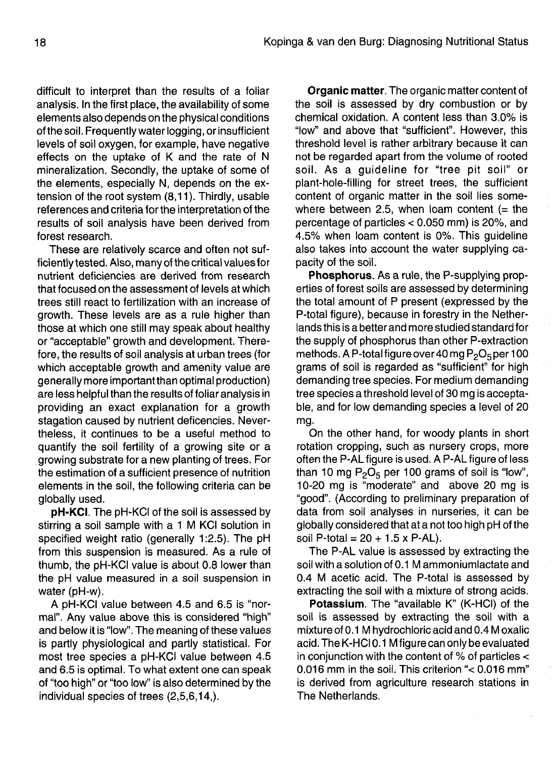difficult to interpret than the results of a foliar analysis. In the first place, the availability of some elements also depends on the physical conditions of the soil. Frequently water logging, or insufficient levels of soil oxygen, for example, have negative effects on the uptake of K and the rate of N mineralization. Secondly, the uptake of some of the elements, especially N, depends on the extension of the root system (8,11). Thirdly, usable references and criteria for the interpretation of the results of soil analysis have been derived from forest research.

These are relatively scarce and often not sufficiently tested. Also, many of the critical values for nutrient deficiencies are derived from research that focused on the assessment of levels at which trees still react to fertilization with an increase of growth. These levels are as a rule higher than those at which one still may speak about healthy or "acceptable" growth and development. Therefore, the results of soil analysis at urban trees (for which acceptable growth and amenity value are generally more important than optimal production) are less helpful than the results of foliar analysis in providing an exact explanation for a growth stagation caused by nutrient deficencies. Nevertheless, it continues to be a useful method to quantify the soil fertility of a growing site or a growing substrate for a new planting of trees. For the estimation of a sufficient presence of nutrition elements in the soil, the following criteria can be globally used.

**pH-KCl**. The pH-KCl of the soil is assessed by stirring a soil sample with a 1 M KCl solution in specified weight ratio (generally 1:2.5). The pH from this suspension is measured. As a rule of thumb, the pH-KCl value is about 0.8 lower than the pH value measured in a soil suspension in water (pH-w).

A pH-KCl value between 4.5 and 6.5 is "normal". Any value above this is considered "high" and below it is "low". The meaning of these values is partly physiological and partly statistical. For most tree species a pH-KCl value between 4.5 and 6.5 is optimal. To what extent one can speak of "too high" or "too low" is also determined by the individual species of trees (2,5,6,14,).

**Organic matter**. The organic matter content of the soil is assessed by dry combustion or by chemical oxidation. A content less than 3.0% is "low" and above that "sufficient". However, this threshold level is rather arbitrary because it can not be regarded apart from the volume of rooted soil. As a guideline for "tree pit soil" or plant-hole-filling for street trees, the sufficient content of organic matter in the soil lies somewhere between 2.5, when loam content (= the percentage of particles < 0.050 mm) is 20%, and 4.5% when loam content is 0%. This guideline also takes into account the water supplying capacity of the soil.

**Phosphorus**. As a rule, the P-supplying properties of forest soils are assessed by determining the total amount of P present (expressed by the P-total figure), because in forestry in the Netherlands this is a better and more studied standard for the supply of phosphorus than other P-extraction methods. A P-total figure over 40 mg $P_2O_5$ per 100 grams of soil is regarded as "sufficient" for high demanding tree species. For medium demanding tree species a threshold level of 30 mg is acceptable, and for low demanding species a level of 20 mg.

On the other hand, for woody plants in short rotation cropping, such as nursery crops, more often the P-AL figure is used. A P-AL figure of less than 10 mg $P_2O_5$ per 100 grams of soil is "low", 10-20 mg is "moderate" and above 20 mg is "good". (According to preliminary preparation of data from soil analyses in nurseries, it can be globally considered that at a not too high pH of the soil P-total = 20 + 1.5 x P-AL).

The P-AL value is assessed by extracting the soil with a solution of 0.1 M ammoniumlactate and 0.4 M acetic acid. The P-total is assessed by extracting the soil with a mixture of strong acids.

**Potassium**. The "available K" (K-HCl) of the soil is assessed by extracting the soil with a mixture of 0.1 M hydrochloric acid and 0.4 M oxalic acid. The K-HCl 0.1 M figure can only be evaluated in conjunction with the content of % of particles < 0.016 mm in the soil. This criterion "< 0.016 mm" is derived from agriculture research stations in The Netherlands.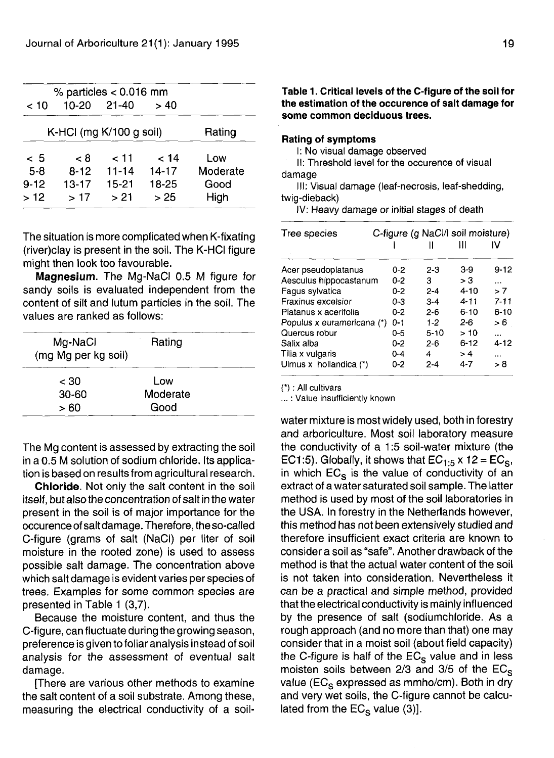| % particles < 0.016 mm | | | | |
|---|---|---|---|---|
| < 10 | 10-20 | 21-40 | > 40 | |
| K-HCl (mg K/100 g soil) | | | | Rating |
| < 5 | < 8 | < 11 | < 14 | Low |
| 5-8 | 8-12 | 11-14 | 14-17 | Moderate |
| 9-12 | 13-17 | 15-21 | 18-25 | Good |
| > 12 | > 17 | > 21 | > 25 | High |

The situation is more complicated when K-fixating (river)clay is present in the soil. The K-HCl figure might then look too favourable.

**Magnesium**. The Mg-NaCl 0.5 M figure for sandy soils is evaluated independent from the content of silt and lutum particles in the soil. The values are ranked as follows:

| Mg-NaCl (mg Mg per kg soil) | Rating |
|---|---|
| < 30 | Low |
| 30-60 | Moderate |
| > 60 | Good |

The Mg content is assessed by extracting the soil in a 0.5 M solution of sodium chloride. Its application is based on results from agricultural research.

**Chloride**. Not only the salt content in the soil itself, but also the concentration of salt in the water present in the soil is of major importance for the occurence of salt damage. Therefore, the so-called C-figure (grams of salt (NaCl) per liter of soil moisture in the rooted zone) is used to assess possible salt damage. The concentration above which salt damage is evident varies per species of trees. Examples for some common species are presented in Table 1 (3,7).

Because the moisture content, and thus the C-figure, can fluctuate during the growing season, preference is given to foliar analysis instead of soil analysis for the assessment of eventual salt damage.

[There are various other methods to examine the salt content of a soil substrate. Among these, measuring the electrical conductivity of a soil-water mixture is most widely used, both in forestry and arboriculture. Most soil laboratory measure the conductivity of a 1:5 soil-water mixture (the EC1:5). Globally, it shows that $EC_{1:5} \times 12 = EC_S$, in which $EC_S$ is the value of conductivity of an extract of a water saturated soil sample. The latter method is used by most of the soil laboratories in the USA. In forestry in the Netherlands however, this method has not been extensively studied and therefore insufficient exact criteria are known to consider a soil as "safe". Another drawback of the method is that the actual water content of the soil is not taken into consideration. Nevertheless it can be a practical and simple method, provided that the electrical conductivity is mainly influenced by the presence of salt (sodiumchloride. As a rough approach (and no more than that) one may consider that in a moist soil (about field capacity) the C-figure is half of the $EC_S$ value and in less moisten soils between 2/3 and 3/5 of the $EC_S$ value ($EC_S$ expressed as mmho/cm). Both in dry and very wet soils, the C-figure cannot be calculated from the $EC_S$ value (3)].

**Table 1. Critical levels of the C-figure of the soil for the estimation of the occurence of salt damage for some common deciduous trees.**

**Rating of symptoms**

I: No visual damage observed

II: Threshold level for the occurence of visual damage

III: Visual damage (leaf-necrosis, leaf-shedding, twig-dieback)

IV: Heavy damage or initial stages of death

| Tree species | C-figure (g NaCl/l soil moisture) | | | |
|---|---|---|---|---|
| | I | II | III | IV |
| Acer pseudoplatanus | 0-2 | 2-3 | 3-9 | 9-12 |
| Aesculus hippocastanum | 0-2 | 3 | > 3 | ... |
| Fagus sylvatica | 0-2 | 2-4 | 4-10 | > 7 |
| Fraxinus excelsior | 0-3 | 3-4 | 4-11 | 7-11 |
| Platanus x acerifolia | 0-2 | 2-6 | 6-10 | 6-10 |
| Populus x euramericana (*) | 0-1 | 1-2 | 2-6 | > 6 |
| Quercus robur | 0-5 | 5-10 | > 10 | ... |
| Salix alba | 0-2 | 2-6 | 6-12 | 4-12 |
| Tilia x vulgaris | 0-4 | 4 | > 4 | ... |
| Ulmus x hollandica (*) | 0-2 | 2-4 | 4-7 | > 8 |

(*) : All cultivars

... : Value insufficiently known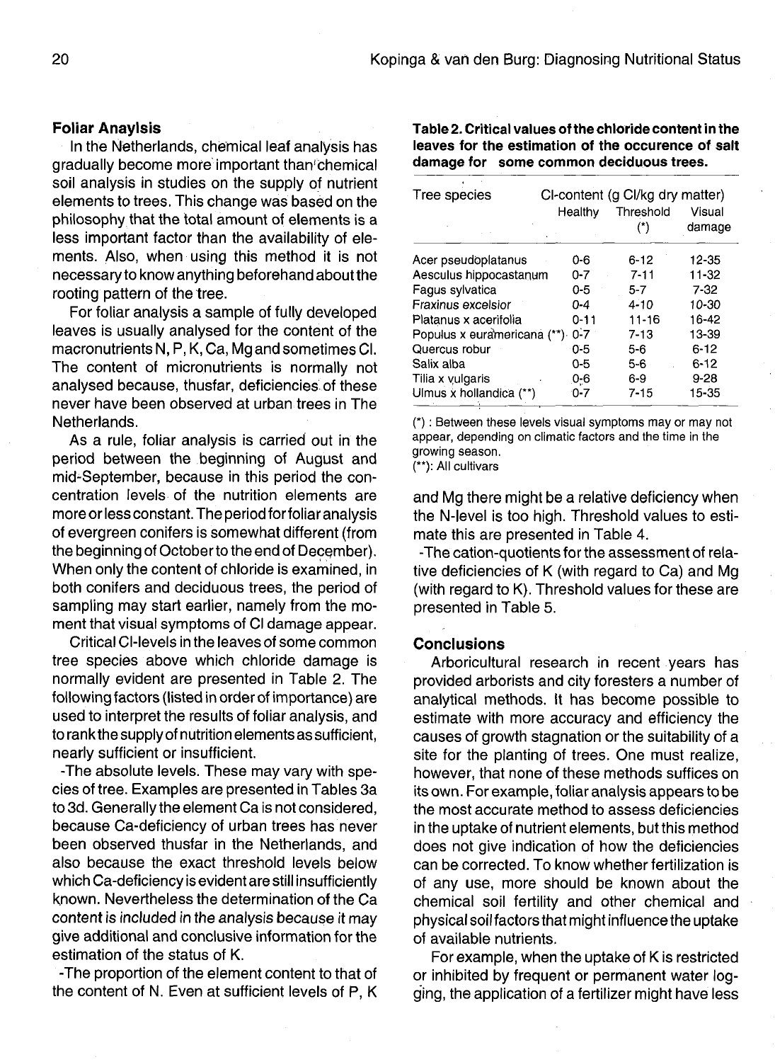### Foliar Anaylsis

In the Netherlands, chemical leaf analysis has gradually become more important than chemical soil analysis in studies on the supply of nutrient elements to trees. This change was based on the philosophy that the total amount of elements is a less important factor than the availability of elements. Also, when using this method it is not necessary to know anything beforehand about the rooting pattern of the tree.

For foliar analysis a sample of fully developed leaves is usually analysed for the content of the macronutrients N, P, K, Ca, Mg and sometimes Cl. The content of micronutrients is normally not analysed because, thusfar, deficiencies of these never have been observed at urban trees in The Netherlands.

As a rule, foliar analysis is carried out in the period between the beginning of August and mid-September, because in this period the concentration levels of the nutrition elements are more or less constant. The period for foliar analysis of evergreen conifers is somewhat different (from the beginning of October to the end of December). When only the content of chloride is examined, in both conifers and deciduous trees, the period of sampling may start earlier, namely from the moment that visual symptoms of Cl damage appear.

Critical Cl-levels in the leaves of some common tree species above which chloride damage is normally evident are presented in Table 2. The following factors (listed in order of importance) are used to interpret the results of foliar analysis, and to rank the supply of nutrition elements as sufficient, nearly sufficient or insufficient.

-The absolute levels. These may vary with species of tree. Examples are presented in Tables 3a to 3d. Generally the element Ca is not considered, because Ca-deficiency of urban trees has never been observed thusfar in the Netherlands, and also because the exact threshold levels below which Ca-deficiency is evident are still insufficiently known. Nevertheless the determination of the Ca content is included in the analysis because it may give additional and conclusive information for the estimation of the status of K.

-The proportion of the element content to that of the content of N. Even at sufficient levels of P, K and Mg there might be a relative deficiency when the N-level is too high. Threshold values to estimate this are presented in Table 4.

-The cation-quotients for the assessment of relative deficiencies of K (with regard to Ca) and Mg (with regard to K). Threshold values for these are presented in Table 5.

**Table 2. Critical values of the chloride content in the leaves for the estimation of the occurence of salt damage for some common deciduous trees.**

| Tree species | Cl-content (g Cl/kg dry matter) | | |
|---|---|---|---|
| | Healthy | Threshold (*) | Visual damage |
| Acer pseudoplatanus | 0-6 | 6-12 | 12-35 |
| Aesculus hippocastanum | 0-7 | 7-11 | 11-32 |
| Fagus sylvatica | 0-5 | 5-7 | 7-32 |
| Fraxinus excelsior | 0-4 | 4-10 | 10-30 |
| Platanus x acerifolia | 0-11 | 11-16 | 16-42 |
| Populus x euramericana (**) | 0-7 | 7-13 | 13-39 |
| Quercus robur | 0-5 | 5-6 | 6-12 |
| Salix alba | 0-5 | 5-6 | 6-12 |
| Tilia x vulgaris | 0-6 | 6-9 | 9-28 |
| Ulmus x hollandica (**) | 0-7 | 7-15 | 15-35 |

(*) : Between these levels visual symptoms may or may not appear, depending on climatic factors and the time in the growing season.
(**): All cultivars

### Conclusions

Arboricultural research in recent years has provided arborists and city foresters a number of analytical methods. It has become possible to estimate with more accuracy and efficiency the causes of growth stagnation or the suitability of a site for the planting of trees. One must realize, however, that none of these methods suffices on its own. For example, foliar analysis appears to be the most accurate method to assess deficiencies in the uptake of nutrient elements, but this method does not give indication of how the deficiencies can be corrected. To know whether fertilization is of any use, more should be known about the chemical soil fertility and other chemical and physical soil factors that might influence the uptake of available nutrients.

For example, when the uptake of K is restricted or inhibited by frequent or permanent water logging, the application of a fertilizer might have less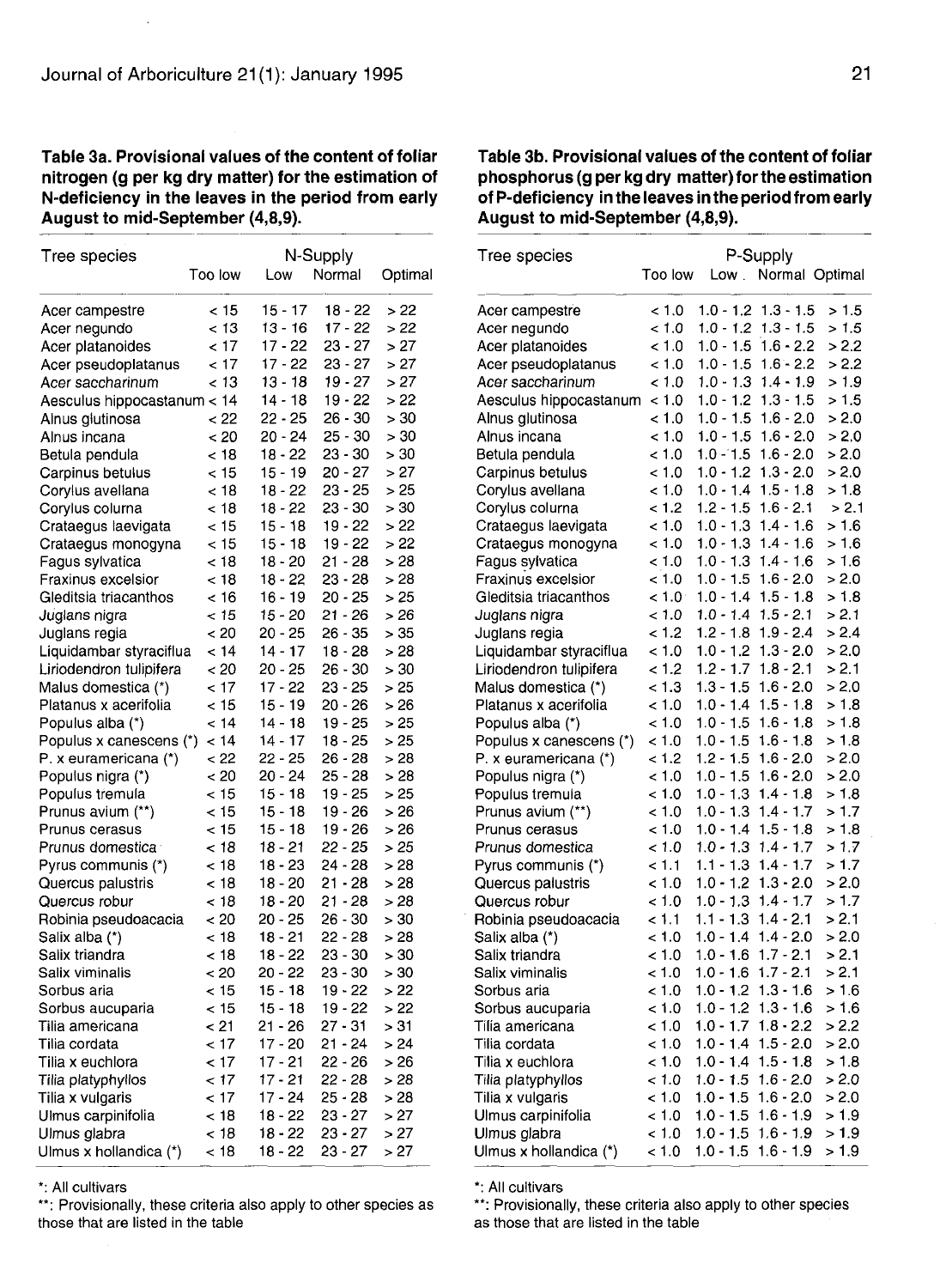**Table 3a. Provisional values of the content of foliar nitrogen (g per kg dry matter) for the estimation of N-deficiency in the leaves in the period from early August to mid-September (4,8,9).**

| Tree species | N-Supply | | | |
|---|---|---|---|---|
| | Too low | Low | Normal | Optimal |
| Acer campestre | < 15 | 15 - 17 | 18 - 22 | > 22 |
| Acer negundo | < 13 | 13 - 16 | 17 - 22 | > 22 |
| Acer platanoides | < 17 | 17 - 22 | 23 - 27 | > 27 |
| Acer pseudoplatanus | < 17 | 17 - 22 | 23 - 27 | > 27 |
| *Acer saccharinum* | < 13 | 13 - 18 | 19 - 27 | > 27 |
| Aesculus hippocastanum | < 14 | 14 - 18 | 19 - 22 | > 22 |
| Alnus glutinosa | < 22 | 22 - 25 | 26 - 30 | > 30 |
| Alnus incana | < 20 | 20 - 24 | 25 - 30 | > 30 |
| Betula pendula | < 18 | 18 - 22 | 23 - 30 | > 30 |
| Carpinus betulus | < 15 | 15 - 19 | 20 - 27 | > 27 |
| Corylus avellana | < 18 | 18 - 22 | 23 - 25 | > 25 |
| Corylus colurna | < 18 | 18 - 22 | 23 - 30 | > 30 |
| Crataegus laevigata | < 15 | 15 - 18 | 19 - 22 | > 22 |
| Crataegus monogyna | < 15 | 15 - 18 | 19 - 22 | > 22 |
| Fagus sylvatica | < 18 | 18 - 20 | 21 - 28 | > 28 |
| Fraxinus excelsior | < 18 | 18 - 22 | 23 - 28 | > 28 |
| Gleditsia triacanthos | < 16 | 16 - 19 | 20 - 25 | > 25 |
| *Juglans nigra* | < 15 | 15 - 20 | 21 - 26 | > 26 |
| Juglans regia | < 20 | 20 - 25 | 26 - 35 | > 35 |
| Liquidambar styraciflua | < 14 | 14 - 17 | 18 - 28 | > 28 |
| Liriodendron tulipifera | < 20 | 20 - 25 | 26 - 30 | > 30 |
| Malus domestica (*) | < 17 | 17 - 22 | 23 - 25 | > 25 |
| Platanus x acerifolia | < 15 | 15 - 19 | 20 - 26 | > 26 |
| Populus alba (*) | < 14 | 14 - 18 | 19 - 25 | > 25 |
| Populus x canescens (*) | < 14 | 14 - 17 | 18 - 25 | > 25 |
| P. x euramericana (*) | < 22 | 22 - 25 | 26 - 28 | > 28 |
| Populus nigra (*) | < 20 | 20 - 24 | 25 - 28 | > 28 |
| Populus tremula | < 15 | 15 - 18 | 19 - 25 | > 25 |
| Prunus avium (**) | < 15 | 15 - 18 | 19 - 26 | > 26 |
| Prunus cerasus | < 15 | 15 - 18 | 19 - 26 | > 26 |
| *Prunus domestica* | < 18 | 18 - 21 | 22 - 25 | > 25 |
| Pyrus communis (*) | < 18 | 18 - 23 | 24 - 28 | > 28 |
| Quercus palustris | < 18 | 18 - 20 | 21 - 28 | > 28 |
| Quercus robur | < 18 | 18 - 20 | 21 - 28 | > 28 |
| Robinia pseudoacacia | < 20 | 20 - 25 | 26 - 30 | > 30 |
| Salix alba (*) | < 18 | 18 - 21 | 22 - 28 | > 28 |
| Salix triandra | < 18 | 18 - 22 | 23 - 30 | > 30 |
| Salix viminalis | < 20 | 20 - 22 | 23 - 30 | > 30 |
| Sorbus aria | < 15 | 15 - 18 | 19 - 22 | > 22 |
| Sorbus aucuparia | < 15 | 15 - 18 | 19 - 22 | > 22 |
| Tilia americana | < 21 | 21 - 26 | 27 - 31 | > 31 |
| Tilia cordata | < 17 | 17 - 20 | 21 - 24 | > 24 |
| Tilia x euchlora | < 17 | 17 - 21 | 22 - 26 | > 26 |
| *Tilia platyphyllos* | < 17 | 17 - 21 | 22 - 28 | > 28 |
| Tilia x vulgaris | < 17 | 17 - 24 | 25 - 28 | > 28 |
| Ulmus carpinifolia | < 18 | 18 - 22 | 23 - 27 | > 27 |
| Ulmus glabra | < 18 | 18 - 22 | 23 - 27 | > 27 |
| Ulmus x hollandica (*) | < 18 | 18 - 22 | 23 - 27 | > 27 |

*: All cultivars

**: Provisionally, these criteria also apply to other species as those that are listed in the table

**Table 3b. Provisional values of the content of foliar phosphorus (g per kg dry matter) for the estimation of P-deficiency in the leaves in the period from early August to mid-September (4,8,9).**

| Tree species | P-Supply | | | |
|---|---|---|---|---|
| | Too low | Low | Normal | Optimal |
| Acer campestre | < 1.0 | 1.0 - 1.2 | 1.3 - 1.5 | > 1.5 |
| Acer negundo | < 1.0 | 1.0 - 1.2 | 1.3 - 1.5 | > 1.5 |
| Acer platanoides | < 1.0 | 1.0 - 1.5 | 1.6 - 2.2 | > 2.2 |
| Acer pseudoplatanus | < 1.0 | 1.0 - 1.5 | 1.6 - 2.2 | > 2.2 |
| *Acer saccharinum* | < 1.0 | 1.0 - 1.3 | 1.4 - 1.9 | > 1.9 |
| Aesculus hippocastanum | < 1.0 | 1.0 - 1.2 | 1.3 - 1.5 | > 1.5 |
| Alnus glutinosa | < 1.0 | 1.0 - 1.5 | 1.6 - 2.0 | > 2.0 |
| Alnus incana | < 1.0 | 1.0 - 1.5 | 1.6 - 2.0 | > 2.0 |
| Betula pendula | < 1.0 | 1.0 - 1.5 | 1.6 - 2.0 | > 2.0 |
| Carpinus betulus | < 1.0 | 1.0 - 1.2 | 1.3 - 2.0 | > 2.0 |
| Corylus avellana | < 1.0 | 1.0 - 1.4 | 1.5 - 1.8 | > 1.8 |
| Corylus colurna | < 1.2 | 1.2 - 1.5 | 1.6 - 2.1 | > 2.1 |
| Crataegus laevigata | < 1.0 | 1.0 - 1.3 | 1.4 - 1.6 | > 1.6 |
| Crataegus monogyna | < 1.0 | 1.0 - 1.3 | 1.4 - 1.6 | > 1.6 |
| Fagus sylvatica | < 1.0 | 1.0 - 1.3 | 1.4 - 1.6 | > 1.6 |
| Fraxinus excelsior | < 1.0 | 1.0 - 1.5 | 1.6 - 2.0 | > 2.0 |
| Gleditsia triacanthos | < 1.0 | 1.0 - 1.4 | 1.5 - 1.8 | > 1.8 |
| *Juglans nigra* | < 1.0 | 1.0 - 1.4 | 1.5 - 2.1 | > 2.1 |
| Juglans regia | < 1.2 | 1.2 - 1.8 | 1.9 - 2.4 | > 2.4 |
| Liquidambar styraciflua | < 1.0 | 1.0 - 1.2 | 1.3 - 2.0 | > 2.0 |
| Liriodendron tulipifera | < 1.2 | 1.2 - 1.7 | 1.8 - 2.1 | > 2.1 |
| Malus domestica (*) | < 1.3 | 1.3 - 1.5 | 1.6 - 2.0 | > 2.0 |
| Platanus x acerifolia | < 1.0 | 1.0 - 1.4 | 1.5 - 1.8 | > 1.8 |
| Populus alba (*) | < 1.0 | 1.0 - 1.5 | 1.6 - 1.8 | > 1.8 |
| Populus x canescens (*) | < 1.0 | 1.0 - 1.5 | 1.6 - 1.8 | > 1.8 |
| P. x euramericana (*) | < 1.2 | 1.2 - 1.5 | 1.6 - 2.0 | > 2.0 |
| Populus nigra (*) | < 1.0 | 1.0 - 1.5 | 1.6 - 2.0 | > 2.0 |
| Populus tremula | < 1.0 | 1.0 - 1.3 | 1.4 - 1.8 | > 1.8 |
| Prunus avium (**) | < 1.0 | 1.0 - 1.3 | 1.4 - 1.7 | > 1.7 |
| Prunus cerasus | < 1.0 | 1.0 - 1.4 | 1.5 - 1.8 | > 1.8 |
| *Prunus domestica* | < 1.0 | 1.0 - 1.3 | 1.4 - 1.7 | > 1.7 |
| Pyrus communis (*) | < 1.1 | 1.1 - 1.3 | 1.4 - 1.7 | > 1.7 |
| Quercus palustris | < 1.0 | 1.0 - 1.2 | 1.3 - 2.0 | > 2.0 |
| Quercus robur | < 1.0 | 1.0 - 1.3 | 1.4 - 1.7 | > 1.7 |
| Robinia pseudoacacia | < 1.1 | 1.1 - 1.3 | 1.4 - 2.1 | > 2.1 |
| Salix alba (*) | < 1.0 | 1.0 - 1.4 | 1.4 - 2.0 | > 2.0 |
| Salix triandra | < 1.0 | 1.0 - 1.6 | 1.7 - 2.1 | > 2.1 |
| Salix viminalis | < 1.0 | 1.0 - 1.6 | 1.7 - 2.1 | > 2.1 |
| Sorbus aria | < 1.0 | 1.0 - 1.2 | 1.3 - 1.6 | > 1.6 |
| Sorbus aucuparia | < 1.0 | 1.0 - 1.2 | 1.3 - 1.6 | > 1.6 |
| Tilia americana | < 1.0 | 1.0 - 1.7 | 1.8 - 2.2 | > 2.2 |
| Tilia cordata | < 1.0 | 1.0 - 1.4 | 1.5 - 2.0 | > 2.0 |
| Tilia x euchlora | < 1.0 | 1.0 - 1.4 | 1.5 - 1.8 | > 1.8 |
| *Tilia platyphyllos* | < 1.0 | 1.0 - 1.5 | 1.6 - 2.0 | > 2.0 |
| Tilia x vulgaris | < 1.0 | 1.0 - 1.5 | 1.6 - 2.0 | > 2.0 |
| Ulmus carpinifolia | < 1.0 | 1.0 - 1.5 | 1.6 - 1.9 | > 1.9 |
| Ulmus glabra | < 1.0 | 1.0 - 1.5 | 1.6 - 1.9 | > 1.9 |
| Ulmus x hollandica (*) | < 1.0 | 1.0 - 1.5 | 1.6 - 1.9 | > 1.9 |

*: All cultivars

**: Provisionally, these criteria also apply to other species as those that are listed in the table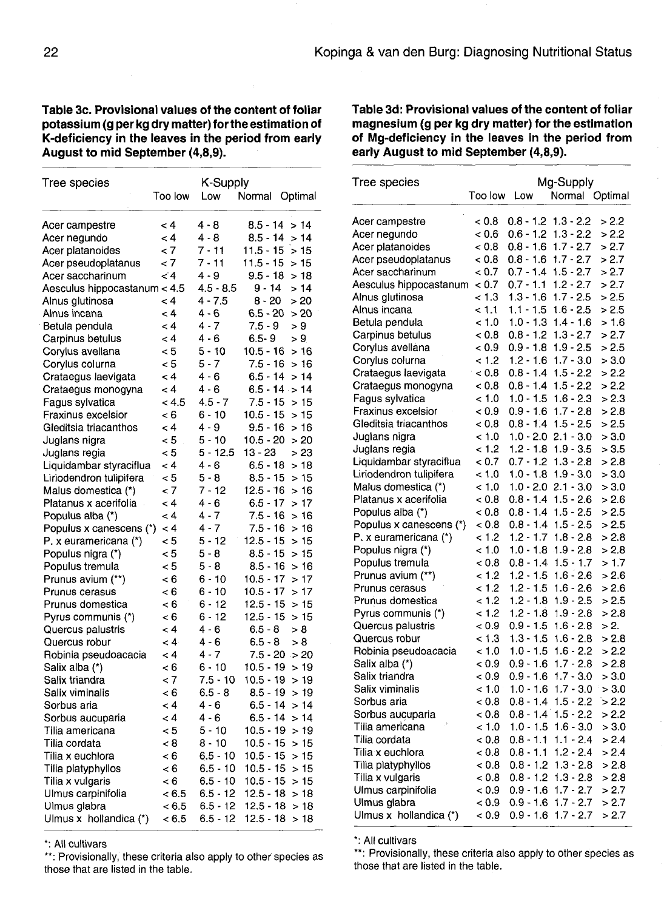**Table 3c. Provisional values of the content of foliar potassium (g per kg dry matter) for the estimation of K-deficiency in the leaves in the period from early August to mid September (4,8,9).**

| Tree species | K-Supply | | | |
|---|---|---|---|---|
| | Too low | Low | Normal | Optimal |
| Acer campestre | < 4 | 4 - 8 | 8.5 - 14 | > 14 |
| Acer negundo | < 4 | 4 - 8 | 8.5 - 14 | > 14 |
| Acer platanoides | < 7 | 7 - 11 | 11.5 - 15 | > 15 |
| Acer pseudoplatanus | < 7 | 7 - 11 | 11.5 - 15 | > 15 |
| Acer saccharinum | < 4 | 4 - 9 | 9.5 - 18 | > 18 |
| Aesculus hippocastanum | < 4.5 | 4.5 - 8.5 | 9 - 14 | > 14 |
| Alnus glutinosa | < 4 | 4 - 7.5 | 8 - 20 | > 20 |
| Alnus incana | < 4 | 4 - 6 | 6.5 - 20 | > 20 |
| Betula pendula | < 4 | 4 - 7 | 7.5 - 9 | > 9 |
| Carpinus betulus | < 4 | 4 - 6 | 6.5- 9 | > 9 |
| Corylus avellana | < 5 | 5 - 10 | 10.5 - 16 | > 16 |
| Corylus colurna | < 5 | 5 - 7 | 7.5 - 16 | > 16 |
| Crataegus laevigata | < 4 | 4 - 6 | 6.5 - 14 | > 14 |
| Crataegus monogyna | < 4 | 4 - 6 | 6.5 - 14 | > 14 |
| Fagus sylvatica | < 4.5 | 4.5 - 7 | 7.5 - 15 | > 15 |
| Fraxinus excelsior | < 6 | 6 - 10 | 10.5 - 15 | > 15 |
| Gleditsia triacanthos | < 4 | 4 - 9 | 9.5 - 16 | > 16 |
| Juglans nigra | < 5 | 5 - 10 | 10.5 - 20 | > 20 |
| Juglans regia | < 5 | 5 - 12.5 | 13 - 23 | > 23 |
| Liquidambar styraciflua | < 4 | 4 - 6 | 6.5 - 18 | > 18 |
| Liriodendron tulipifera | < 5 | 5 - 8 | 8.5 - 15 | > 15 |
| Malus domestica (*) | < 7 | 7 - 12 | 12.5 - 16 | > 16 |
| Platanus x acerifolia | < 4 | 4 - 6 | 6.5 - 17 | > 17 |
| Populus alba (*) | < 4 | 4 - 7 | 7.5 - 16 | > 16 |
| Populus x canescens (*) | < 4 | 4 - 7 | 7.5 - 16 | > 16 |
| P. x euramericana (*) | < 5 | 5 - 12 | 12.5 - 15 | > 15 |
| Populus nigra (*) | < 5 | 5 - 8 | 8.5 - 15 | > 15 |
| Populus tremula | < 5 | 5 - 8 | 8.5 - 16 | > 16 |
| Prunus avium (**) | < 6 | 6 - 10 | 10.5 - 17 | > 17 |
| Prunus cerasus | < 6 | 6 - 10 | 10.5 - 17 | > 17 |
| Prunus domestica | < 6 | 6 - 12 | 12.5 - 15 | > 15 |
| Pyrus communis (*) | < 6 | 6 - 12 | 12.5 - 15 | > 15 |
| Quercus palustris | < 4 | 4 - 6 | 6.5 - 8 | > 8 |
| Quercus robur | < 4 | 4 - 6 | 6.5 - 8 | > 8 |
| Robinia pseudoacacia | < 4 | 4 - 7 | 7.5 - 20 | > 20 |
| Salix alba (*) | < 6 | 6 - 10 | 10.5 - 19 | > 19 |
| Salix triandra | < 7 | 7.5 - 10 | 10.5 - 19 | > 19 |
| Salix viminalis | < 6 | 6.5 - 8 | 8.5 - 19 | > 19 |
| Sorbus aria | < 4 | 4 - 6 | 6.5 - 14 | > 14 |
| Sorbus aucuparia | < 4 | 4 - 6 | 6.5 - 14 | > 14 |
| Tilia americana | < 5 | 5 - 10 | 10.5 - 19 | > 19 |
| Tilia cordata | < 8 | 8 - 10 | 10.5 - 15 | > 15 |
| Tilia x euchlora | < 6 | 6.5 - 10 | 10.5 - 15 | > 15 |
| Tilia platyphyllos | < 6 | 6.5 - 10 | 10.5 - 15 | > 15 |
| Tilia x vulgaris | < 6 | 6.5 - 10 | 10.5 - 15 | > 15 |
| Ulmus carpinifolia | < 6.5 | 6.5 - 12 | 12.5 - 18 | > 18 |
| Ulmus glabra | < 6.5 | 6.5 - 12 | 12.5 - 18 | > 18 |
| Ulmus x hollandica (*) | < 6.5 | 6.5 - 12 | 12.5 - 18 | > 18 |

*: All cultivars

**: Provisionally, these criteria also apply to other species as those that are listed in the table.

**Table 3d: Provisional values of the content of foliar magnesium (g per kg dry matter) for the estimation of Mg-deficiency in the leaves in the period from early August to mid September (4,8,9).**

| Tree species | Mg-Supply | | | |
|---|---|---|---|---|
| | Too low | Low | Normal | Optimal |
| Acer campestre | < 0.8 | 0.8 - 1.2 | 1.3 - 2.2 | > 2.2 |
| Acer negundo | < 0.6 | 0.6 - 1.2 | 1.3 - 2.2 | > 2.2 |
| Acer platanoides | < 0.8 | 0.8 - 1.6 | 1.7 - 2.7 | > 2.7 |
| Acer pseudoplatanus | < 0.8 | 0.8 - 1.6 | 1.7 - 2.7 | > 2.7 |
| Acer saccharinum | < 0.7 | 0.7 - 1.4 | 1.5 - 2.7 | > 2.7 |
| Aesculus hippocastanum | < 0.7 | 0.7 - 1.1 | 1.2 - 2.7 | > 2.7 |
| Alnus glutinosa | < 1.3 | 1.3 - 1.6 | 1.7 - 2.5 | > 2.5 |
| Alnus incana | < 1.1 | 1.1 - 1.5 | 1.6 - 2.5 | > 2.5 |
| Betula pendula | < 1.0 | 1.0 - 1.3 | 1.4 - 1.6 | > 1.6 |
| Carpinus betulus | < 0.8 | 0.8 - 1.2 | 1.3 - 2.7 | > 2.7 |
| Corylus avellana | < 0.9 | 0.9 - 1.8 | 1.9 - 2.5 | > 2.5 |
| Corylus colurna | < 1.2 | 1.2 - 1.6 | 1.7 - 3.0 | > 3.0 |
| Crataegus laevigata | < 0.8 | 0.8 - 1.4 | 1.5 - 2.2 | > 2.2 |
| Crataegus monogyna | < 0.8 | 0.8 - 1.4 | 1.5 - 2.2 | > 2.2 |
| Fagus sylvatica | < 1.0 | 1.0 - 1.5 | 1.6 - 2.3 | > 2.3 |
| Fraxinus excelsior | < 0.9 | 0.9 - 1.6 | 1.7 - 2.8 | > 2.8 |
| Gleditsia triacanthos | < 0.8 | 0.8 - 1.4 | 1.5 - 2.5 | > 2.5 |
| Juglans nigra | < 1.0 | 1.0 - 2.0 | 2.1 - 3.0 | > 3.0 |
| Juglans regia | < 1.2 | 1.2 - 1.8 | 1.9 - 3.5 | > 3.5 |
| Liquidambar styraciflua | < 0.7 | 0.7 - 1.2 | 1.3 - 2.8 | > 2.8 |
| Liriodendron tulipifera | < 1.0 | 1.0 - 1.8 | 1.9 - 3.0 | > 3.0 |
| Malus domestica (*) | < 1.0 | 1.0 - 2.0 | 2.1 - 3.0 | > 3.0 |
| Platanus x acerifolia | < 0.8 | 0.8 - 1.4 | 1.5 - 2.6 | > 2.6 |
| Populus alba (*) | < 0.8 | 0.8 - 1.4 | 1.5 - 2.5 | > 2.5 |
| Populus x canescens (*) | < 0.8 | 0.8 - 1.4 | 1.5 - 2.5 | > 2.5 |
| P. x euramericana (*) | < 1.2 | 1.2 - 1.7 | 1.8 - 2.8 | > 2.8 |
| Populus nigra (*) | < 1.0 | 1.0 - 1.8 | 1.9 - 2.8 | > 2.8 |
| Populus tremula | < 0.8 | 0.8 - 1.4 | 1.5 - 1.7 | > 1.7 |
| Prunus avium (**) | < 1.2 | 1.2 - 1.5 | 1.6 - 2.6 | > 2.6 |
| Prunus cerasus | < 1.2 | 1.2 - 1.5 | 1.6 - 2.6 | > 2.6 |
| Prunus domestica | < 1.2 | 1.2 - 1.8 | 1.9 - 2.5 | > 2.5 |
| Pyrus communis (*) | < 1.2 | 1.2 - 1.8 | 1.9 - 2.8 | > 2.8 |
| Quercus palustris | < 0.9 | 0.9 - 1.5 | 1.6 - 2.8 | > 2. |
| Quercus robur | < 1.3 | 1.3 - 1.5 | 1.6 - 2.8 | > 2.8 |
| Robinia pseudoacacia | < 1.0 | 1.0 - 1.5 | 1.6 - 2.2 | > 2.2 |
| Salix alba (*) | < 0.9 | 0.9 - 1.6 | 1.7 - 2.8 | > 2.8 |
| Salix triandra | < 0.9 | 0.9 - 1.6 | 1.7 - 3.0 | > 3.0 |
| Salix viminalis | < 1.0 | 1.0 - 1.6 | 1.7 - 3.0 | > 3.0 |
| Sorbus aria | < 0.8 | 0.8 - 1.4 | 1.5 - 2.2 | > 2.2 |
| Sorbus aucuparia | < 0.8 | 0.8 - 1.4 | 1.5 - 2.2 | > 2.2 |
| Tilia americana | < 1.0 | 1.0 - 1.5 | 1.6 - 3.0 | > 3.0 |
| Tilia cordata | < 0.8 | 0.8 - 1.1 | 1.1 - 2.4 | > 2.4 |
| Tilia x euchlora | < 0.8 | 0.8 - 1.1 | 1.2 - 2.4 | > 2.4 |
| Tilia platyphyllos | < 0.8 | 0.8 - 1.2 | 1.3 - 2.8 | > 2.8 |
| Tilia x vulgaris | < 0.8 | 0.8 - 1.2 | 1.3 - 2.8 | > 2.8 |
| Ulmus carpinifolia | < 0.9 | 0.9 - 1.6 | 1.7 - 2.7 | > 2.7 |
| Ulmus glabra | < 0.9 | 0.9 - 1.6 | 1.7 - 2.7 | > 2.7 |
| Ulmus x hollandica (*) | < 0.9 | 0.9 - 1.6 | 1.7 - 2.7 | > 2.7 |

*: All cultivars

**: Provisionally, these criteria also apply to other species as those that are listed in the table.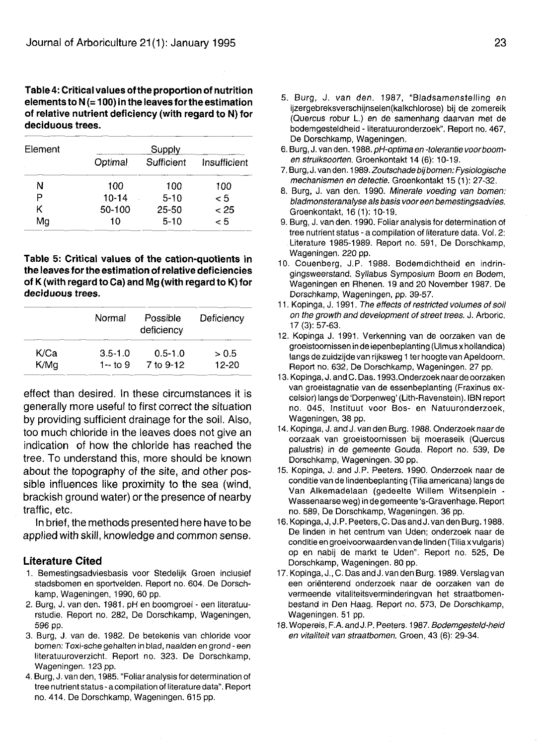**Table 4: Critical values of the proportion of nutrition elements to N (= 100) in the leaves for the estimation of relative nutrient deficiency (with regard to N) for deciduous trees.**

| Element | Supply | | |
|---|---|---|---|
| | Optimal | Sufficient | Insufficient |
| N | 100 | 100 | 100 |
| P | 10-14 | 5-10 | < 5 |
| K | 50-100 | 25-50 | < 25 |
| Mg | 10 | 5-10 | < 5 |

**Table 5: Critical values of the cation-quotients in the leaves for the estimation of relative deficiencies of K (with regard to Ca) and Mg (with regard to K) for deciduous trees.**

| | Normal | Possible deficiency | Deficiency |
|---|---|---|---|
| K/Ca | 3.5-1.0 | 0.5-1.0 | > 0.5 |
| K/Mg | 1-- to 9 | 7 to 9-12 | 12-20 |

effect than desired. In these circumstances it is generally more useful to first correct the situation by providing sufficient drainage for the soil. Also, too much chloride in the leaves does not give an indication of how the chloride has reached the tree. To understand this, more should be known about the topography of the site, and other possible influences like proximity to the sea (wind, brackish ground water) or the presence of nearby traffic, etc.

In brief, the methods presented here have to be applied with skill, knowledge and common sense.

## Literature Cited

1. Bemestingsadviesbasis voor Stedelijk Groen inclusief stadsbomen en sportvelden. Report no. 604. De Dorschkamp, Wageningen, 1990, 60 pp.
2. Burg, J. van den. 1981. pH en boomgroei - een literatuurstudie. Report no. 282, De Dorschkamp, Wageningen, 596 pp.
3. Burg, J. van de. 1982. De betekenis van chloride voor bomen: Toxi-sche gehalten in blad, naalden en grond - een literatuuroverzicht. Report no. 323. De Dorschkamp, Wageningen. 123 pp.
4. Burg, J. van den, 1985. "Foliar analysis for determination of tree nutrient status - a compilation of literature data". Report no. 414. De Dorschkamp, Wageningen. 615 pp.
5. Burg, J. van den. 1987, "Bladsamenstelling en ijzergebreksverschijnselen(kalkchlorose) bij de zomereik (Quercus robur L.) en de samenhang daarvan met de bodemgesteldheid - literatuuronderzoek". Report no. 467, De Dorschkamp, Wageningen.
6. Burg, J. van den. 1988. *pH-optima en -tolerantie voor boom- en struiksoorten.* Groenkontakt 14 (6): 10-19.
7. Burg, J. van den. 1989. *Zoutschade bij bomen: Fysiologische mechanismen en detectie.* Groenkontakt 15 (1): 27-32.
8. Burg, J. van den. 1990. *Minerale voeding van bomen: bladmonsteranalyse als basis voor een bemestingsadvies.* Groenkontakt, 16 (1): 10-19.
9. Burg, J. van den. 1990. Foliar analysis for determination of tree nutrient status - a compilation of literature data. Vol. 2: Literature 1985-1989. Report no. 591, De Dorschkamp, Wageningen. 220 pp.
10. Couenberg, J.P. 1988. Bodemdichtheid en indringingsweerstand. Syllabus Symposium Boom en Bodem, Wageningen en Rhenen. 19 and 20 November 1987. De Dorschkamp, Wageningen, pp. 39-57.
11. Kopinga, J. 1991. *The effects of restricted volumes of soil on the growth and development of street trees.* J. Arboric. 17 (3): 57-63.
12. Kopinga J. 1991. Verkenning van de oorzaken van de groeistoornissen in de iepenbeplanting (Ulmus x hollandica) langs de zuidzijde van rijksweg 1 ter hoogte van Apeldoorn. Report no. 632, De Dorschkamp, Wageningen. 27 pp.
13. Kopinga, J. and C. Das. 1993. Onderzoek naar de oorzaken van groeistagnatie van de essenbeplanting (Fraxinus excelsior) langs de 'Dorpenweg' (Lith-Ravenstein). IBN report no. 045, Instituut voor Bos- en Natuuronderzoek, Wageningen, 38 pp.
14. Kopinga, J. and J. van den Burg. 1988. *Onderzoek naar de oorzaak van groeistoornissen bij moeraseik (Quercus palustris) in de gemeente Gouda. Report no. 539,* De Dorschkamp, Wageningen. 30 pp.
15. Kopinga, J. and J.P. Peeters. 1990. Onderzoek naar de conditie van de lindenbeplanting (Tilia americana) langs de Van Alkemadelaan (gedeelte Willem Witsenplein - Wassenaarseweg) in de gemeente 's-Gravenhage. Report no. 589, De Dorschkamp, Wageningen. 36 pp.
16. Kopinga, J, J.P. Peeters, C. Das and J. van den Burg. 1988. De linden in het centrum van Uden; onderzoek naar de conditie en groeivoorwaarden van de linden (Tilia x vulgaris) op en nabij de markt te Uden". Report no. 525, De Dorschkamp, Wageningen. 80 pp.
17. Kopinga, J., C. Das and J. van den Burg. 1989. Verslag van een oriënterend onderzoek naar de oorzaken van de vermeende vitaliteitsverminderingvan het straatbomenbestand in Den Haag. Report no. 573, De Dorschkamp, Wageningen. 51 pp.
18. Wopereis, F.A. and J.P. Peeters. 1987. *Bodemgesteld-heid en vitaliteit van straatbomen.* Groen, 43 (6): 29-34.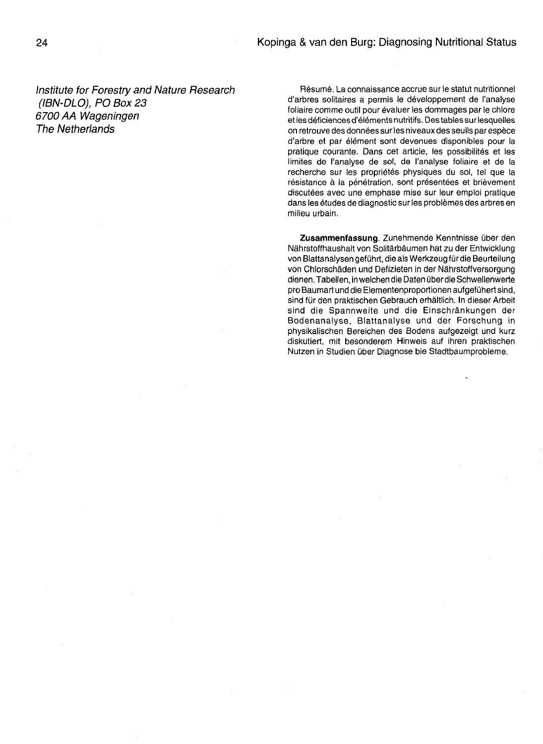*Institute for Forestry and Nature Research (IBN-DLO), PO Box 23*
*6700 AA Wageningen*
*The Netherlands*

Résumé. La connaissance accrue sur le statut nutritionnel d'arbres solitaires a permis le développement de l'analyse foliaire comme outil pour évaluer les dommages par le chlore et les déficiences d'éléments nutritifs. Des tables sur lesquelles on retrouve des données sur les niveaux des seuils par espèce d'arbre et par élément sont devenues disponibles pour la pratique courante. Dans cet article, les possibilités et les limites de l'analyse de sol, de l'analyse foliaire et de la recherche sur les propriétés physiques du sol, tel que la résistance à la pénétration, sont présentées et brièvement discutées avec une emphase mise sur leur emploi pratique dans les études de diagnostic sur les problèmes des arbres en milieu urbain.

**Zusammenfassung**. Zunehmende Kenntnisse über den Nährstoffhaushalt von Solitärbäumen hat zu der Entwicklung von Blattanalysen geführt, die als Werkzeug für die Beurteilung von Chlorschäden und Defizieten in der Nährstoffversorgung dienen. Tabellen, in welchen die Daten über die Schwellenwerte pro Baumart und die Elementenproportionen aufgeführt sind, sind für den praktischen Gebrauch erhältlich. In dieser Arbeit sind die Spannweite und die Einschränkungen der Bodenanalyse, Blattanalyse und der Forschung in physikalischen Bereichen des Bodens aufgezeigt und kurz diskutiert, mit besonderem Hinweis auf ihren praktischen Nutzen in Studien über Diagnose bie Stadtbaumprobleme.